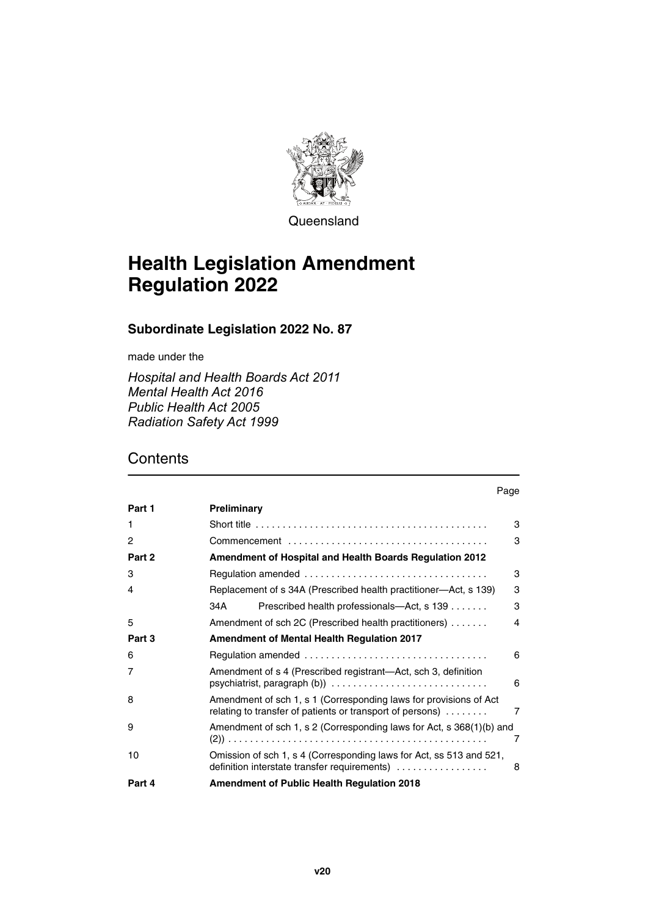Queensland

# Health Legislation Amendment Regulation 2022

## Subordinate Legislation 2022 No. 87

made under the

*Hospital and Health Boards Act 2011*
*Mental Health Act 2016*
*Public Health Act 2005*
*Radiation Safety Act 1999*

## Contents

| | | Page |
|---|---|---|
| **Part 1** | **Preliminary** | |
| 1 | Short title | 3 |
| 2 | Commencement | 3 |
| **Part 2** | **Amendment of Hospital and Health Boards Regulation 2012** | |
| 3 | Regulation amended | 3 |
| 4 | Replacement of s 34A (Prescribed health practitioner—Act, s 139) | 3 |
| | 34A Prescribed health professionals—Act, s 139 | 3 |
| 5 | Amendment of sch 2C (Prescribed health practitioners) | 4 |
| **Part 3** | **Amendment of Mental Health Regulation 2017** | |
| 6 | Regulation amended | 6 |
| 7 | Amendment of s 4 (Prescribed registrant—Act, sch 3, definition psychiatrist, paragraph (b)) | 6 |
| 8 | Amendment of sch 1, s 1 (Corresponding laws for provisions of Act relating to transfer of patients or transport of persons) | 7 |
| 9 | Amendment of sch 1, s 2 (Corresponding laws for Act, s 368(1)(b) and (2)) | 7 |
| 10 | Omission of sch 1, s 4 (Corresponding laws for Act, ss 513 and 521, definition interstate transfer requirements) | 8 |
| **Part 4** | **Amendment of Public Health Regulation 2018** | |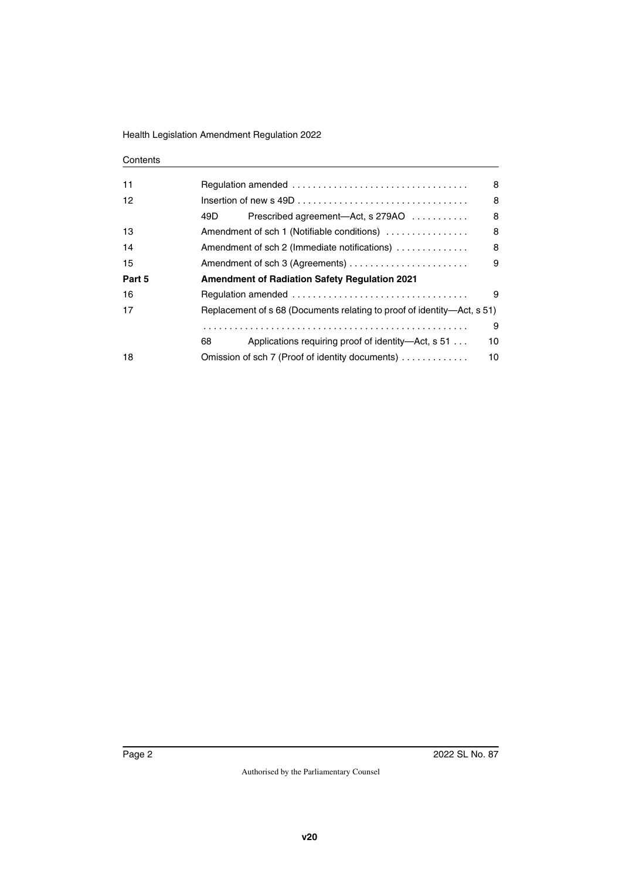Contents

| | | |
|---|---|---|
| 11 | Regulation amended | 8 |
| 12 | Insertion of new s 49D | 8 |
| | 49D Prescribed agreement—Act, s 279AO | 8 |
| 13 | Amendment of sch 1 (Notifiable conditions) | 8 |
| 14 | Amendment of sch 2 (Immediate notifications) | 8 |
| 15 | Amendment of sch 3 (Agreements) | 9 |
| **Part 5** | **Amendment of Radiation Safety Regulation 2021** | |
| 16 | Regulation amended | 9 |
| 17 | Replacement of s 68 (Documents relating to proof of identity—Act, s 51) | 9 |
| | 68 Applications requiring proof of identity—Act, s 51 | 10 |
| 18 | Omission of sch 7 (Proof of identity documents) | 10 |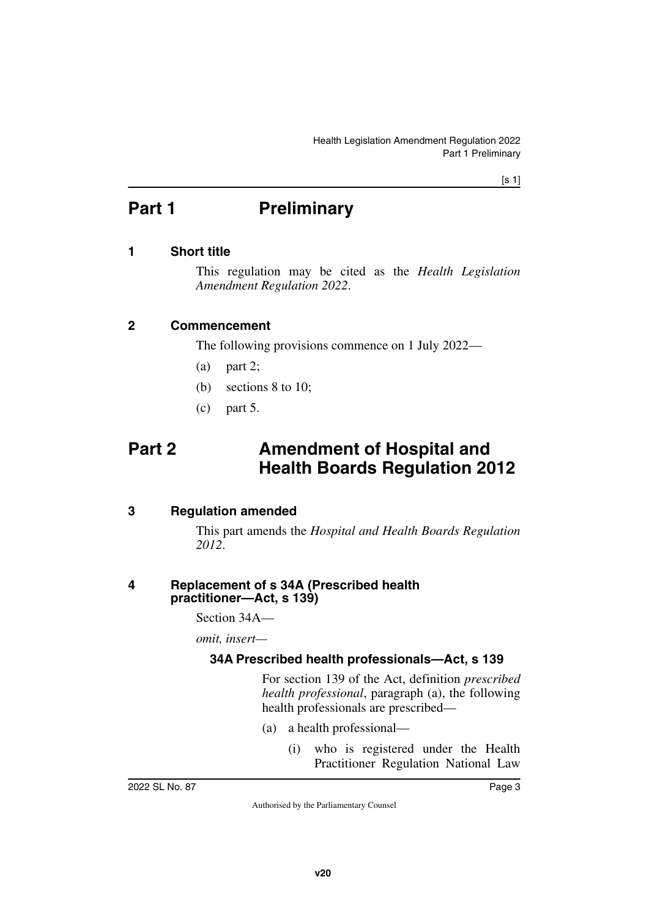# Part 1 Preliminary

## 1 Short title

This regulation may be cited as the *Health Legislation Amendment Regulation 2022*.

## 2 Commencement

The following provisions commence on 1 July 2022—

(a) part 2;

(b) sections 8 to 10;

(c) part 5.

# Part 2 Amendment of Hospital and Health Boards Regulation 2012

## 3 Regulation amended

This part amends the *Hospital and Health Boards Regulation 2012*.

## 4 Replacement of s 34A (Prescribed health practitioner—Act, s 139)

Section 34A—

*omit, insert*—

### 34A Prescribed health professionals—Act, s 139

For section 139 of the Act, definition ***prescribed health professional***, paragraph (a), the following health professionals are prescribed—

(a) a health professional—

(i) who is registered under the Health Practitioner Regulation National Law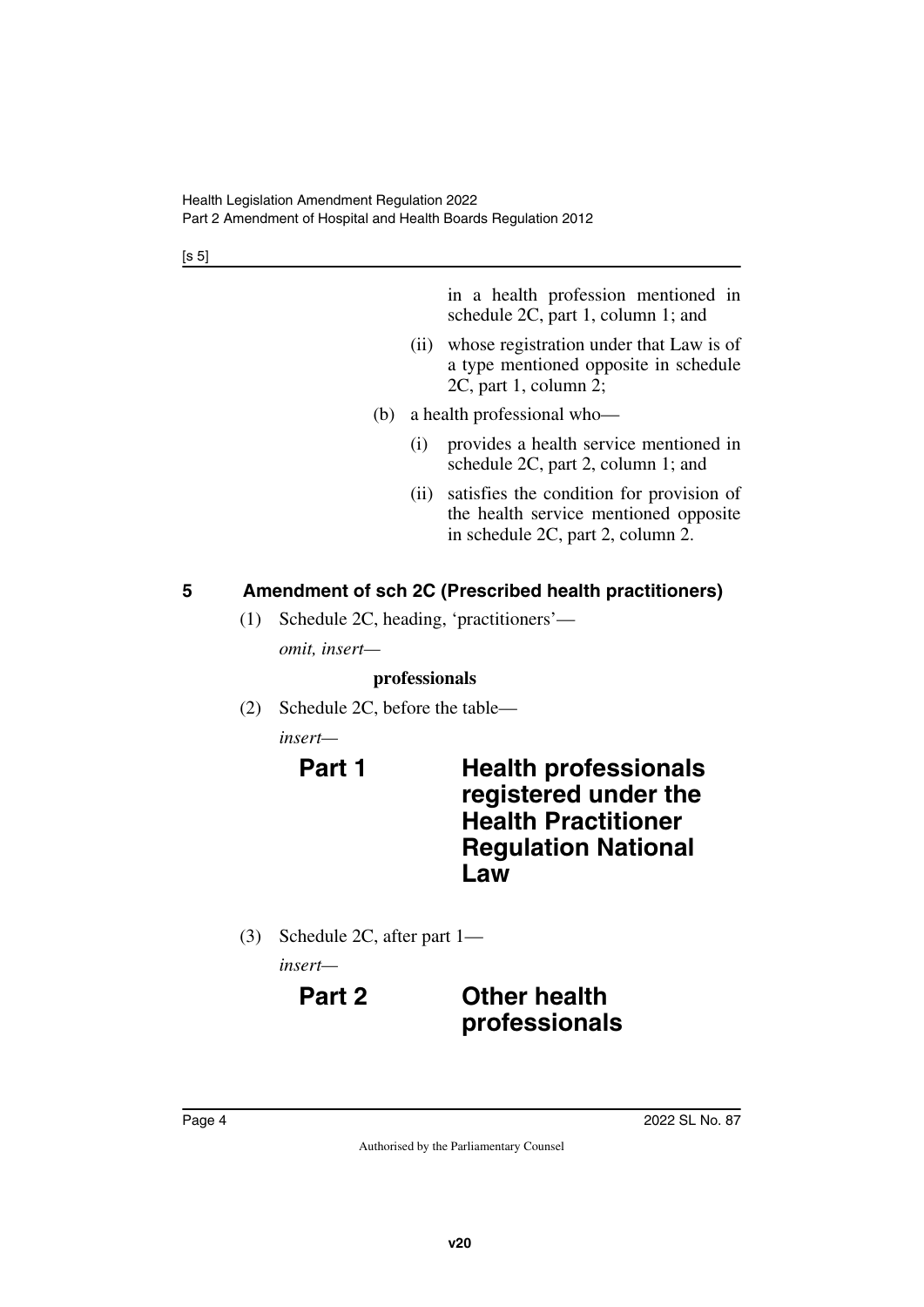in a health profession mentioned in schedule 2C, part 1, column 1; and

(ii) whose registration under that Law is of a type mentioned opposite in schedule 2C, part 1, column 2;

(b) a health professional who—

(i) provides a health service mentioned in schedule 2C, part 2, column 1; and

(ii) satisfies the condition for provision of the health service mentioned opposite in schedule 2C, part 2, column 2.

## 5 Amendment of sch 2C (Prescribed health practitioners)

(1) Schedule 2C, heading, 'practitioners'—

*omit, insert—*

**professionals**

(2) Schedule 2C, before the table—

*insert—*

## Part 1 Health professionals registered under the Health Practitioner Regulation National Law

(3) Schedule 2C, after part 1—

*insert—*

## Part 2 Other health professionals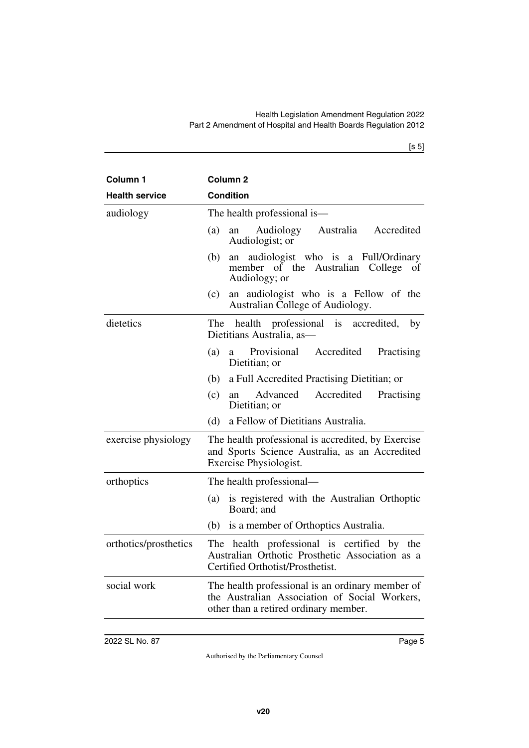| Column 1 | Column 2 |
|---|---|
| **Health service** | **Condition** |
| audiology | The health professional is—<br>(a) an Audiology Australia Accredited Audiologist; or<br>(b) an audiologist who is a Full/Ordinary member of the Australian College of Audiology; or<br>(c) an audiologist who is a Fellow of the Australian College of Audiology. |
| dietetics | The health professional is accredited, by Dietitians Australia, as—<br>(a) a Provisional Accredited Practising Dietitian; or<br>(b) a Full Accredited Practising Dietitian; or<br>(c) an Advanced Accredited Practising Dietitian; or<br>(d) a Fellow of Dietitians Australia. |
| exercise physiology | The health professional is accredited, by Exercise and Sports Science Australia, as an Accredited Exercise Physiologist. |
| orthoptics | The health professional—<br>(a) is registered with the Australian Orthoptic Board; and<br>(b) is a member of Orthoptics Australia. |
| orthotics/prosthetics | The health professional is certified by the Australian Orthotic Prosthetic Association as a Certified Orthotist/Prosthetist. |
| social work | The health professional is an ordinary member of the Australian Association of Social Workers, other than a retired ordinary member. |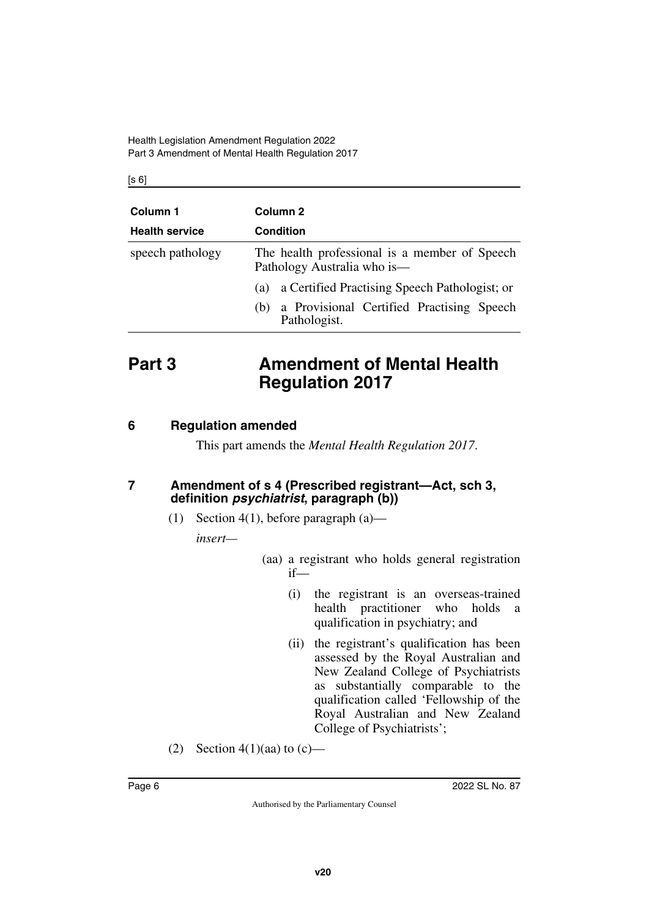| Column 1 | Column 2 |
| --- | --- |
| **Health service** | **Condition** |
| speech pathology | The health professional is a member of Speech Pathology Australia who is—<br>(a) a Certified Practising Speech Pathologist; or<br>(b) a Provisional Certified Practising Speech Pathologist. |

# Part 3 Amendment of Mental Health Regulation 2017

## 6 Regulation amended

This part amends the *Mental Health Regulation 2017*.

## 7 Amendment of s 4 (Prescribed registrant—Act, sch 3, definition *psychiatrist*, paragraph (b))

(1) Section 4(1), before paragraph (a)—

*insert*—

(aa) a registrant who holds general registration if—

(i) the registrant is an overseas-trained health practitioner who holds a qualification in psychiatry; and

(ii) the registrant's qualification has been assessed by the Royal Australian and New Zealand College of Psychiatrists as substantially comparable to the qualification called 'Fellowship of the Royal Australian and New Zealand College of Psychiatrists';

(2) Section 4(1)(aa) to (c)—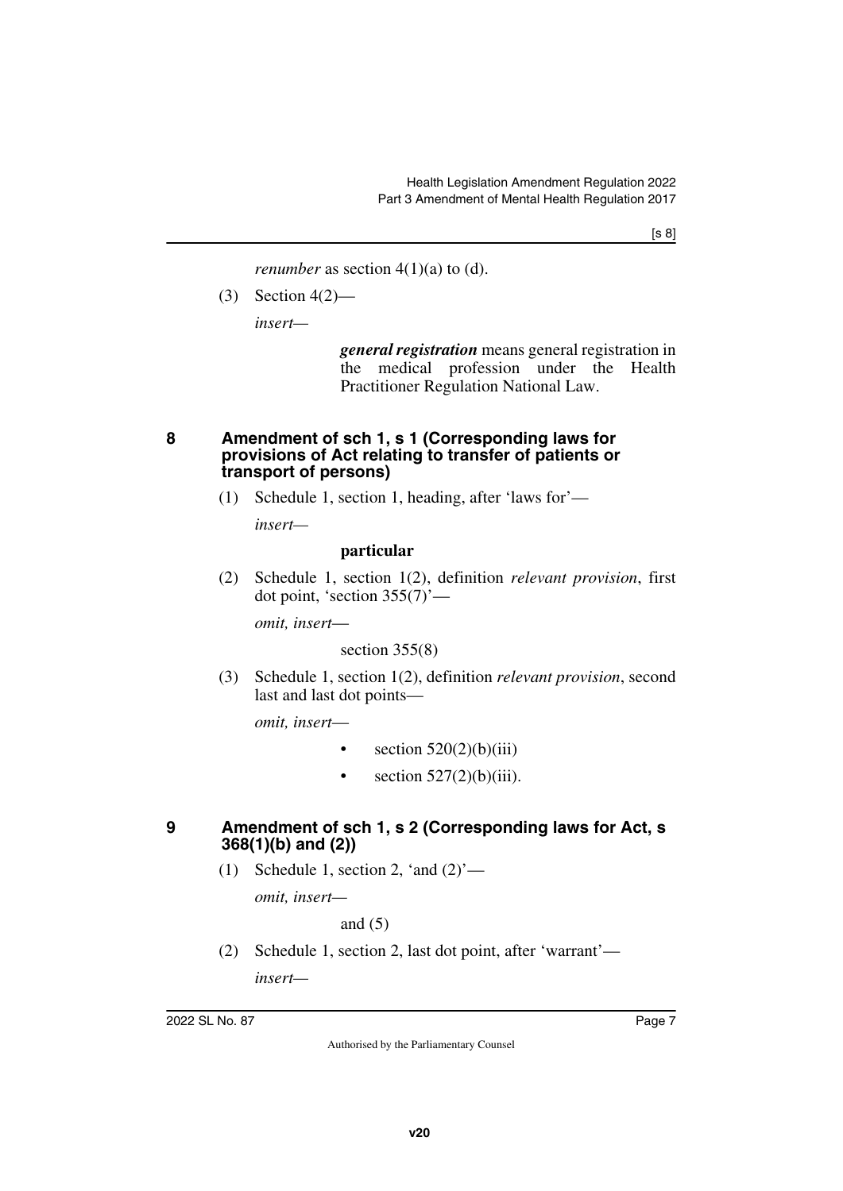*renumber* as section 4(1)(a) to (d).

(3) Section 4(2)—

*insert*—

> ***general registration*** means general registration in the medical profession under the Health Practitioner Regulation National Law.

## 8 Amendment of sch 1, s 1 (Corresponding laws for provisions of Act relating to transfer of patients or transport of persons)

(1) Schedule 1, section 1, heading, after 'laws for'—

*insert*—

> **particular**

(2) Schedule 1, section 1(2), definition *relevant provision*, first dot point, 'section 355(7)'—

*omit, insert*—

> section 355(8)

(3) Schedule 1, section 1(2), definition *relevant provision*, second last and last dot points—

*omit, insert*—

> - section 520(2)(b)(iii)
> - section 527(2)(b)(iii).

## 9 Amendment of sch 1, s 2 (Corresponding laws for Act, s 368(1)(b) and (2))

(1) Schedule 1, section 2, 'and (2)'—

*omit, insert*—

> and (5)

(2) Schedule 1, section 2, last dot point, after 'warrant'—

*insert*—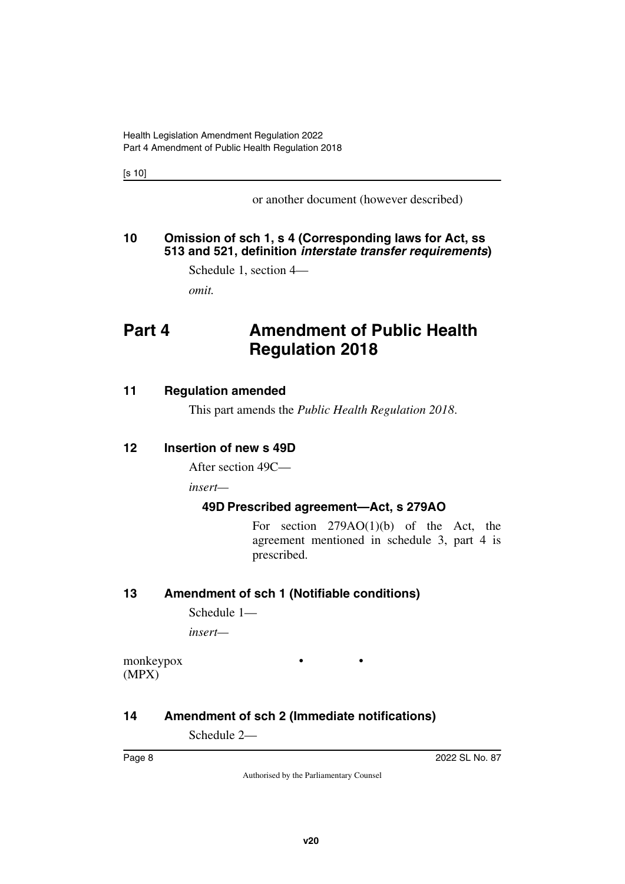or another document (however described)

**10 Omission of sch 1, s 4 (Corresponding laws for Act, ss 513 and 521, definition *interstate transfer requirements*)**

Schedule 1, section 4—

*omit.*

# Part 4 Amendment of Public Health Regulation 2018

**11 Regulation amended**

This part amends the *Public Health Regulation 2018*.

**12 Insertion of new s 49D**

After section 49C—

*insert*—

**49D Prescribed agreement—Act, s 279AO**

For section 279AO(1)(b) of the Act, the agreement mentioned in schedule 3, part 4 is prescribed.

**13 Amendment of sch 1 (Notifiable conditions)**

Schedule 1—

*insert*—

| | | |
|---|---|---|
| monkeypox (MPX) | • | • |

**14 Amendment of sch 2 (Immediate notifications)**

Schedule 2—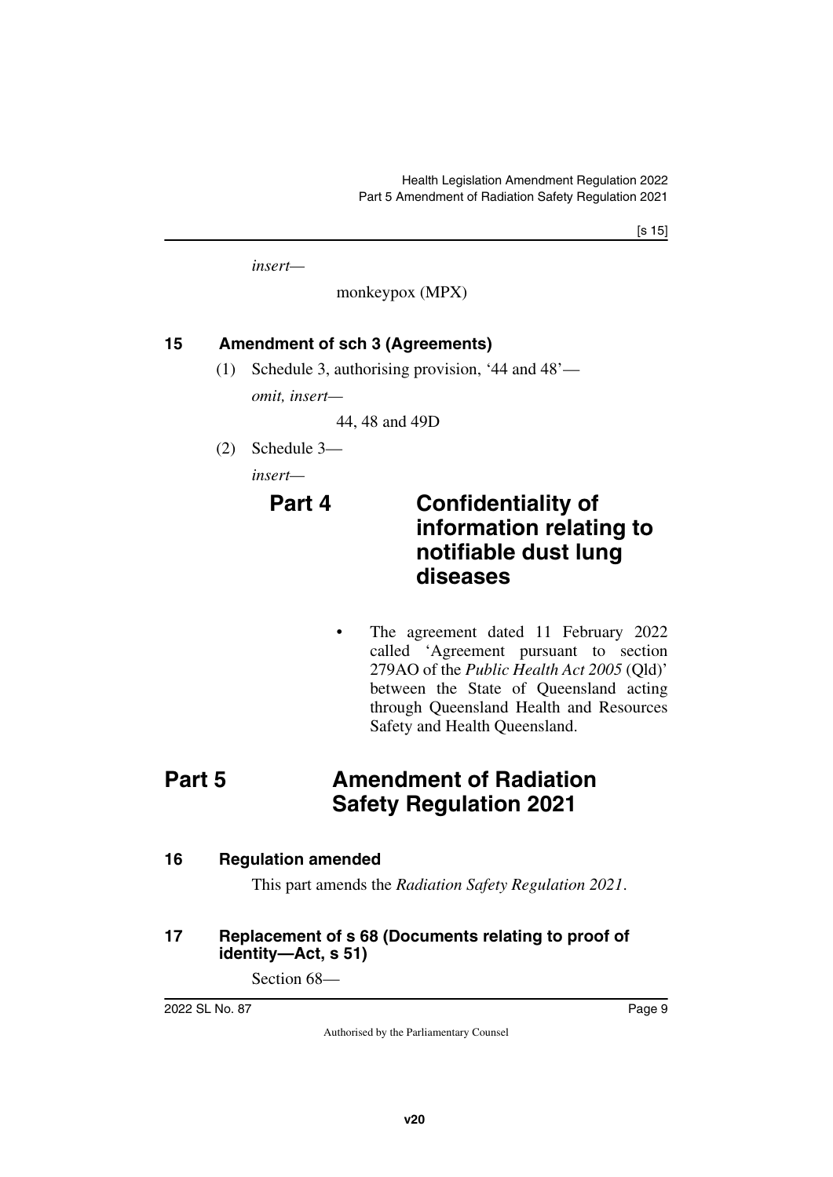*insert—*

monkeypox (MPX)

### 15 Amendment of sch 3 (Agreements)

(1) Schedule 3, authorising provision, '44 and 48'—

*omit, insert—*

44, 48 and 49D

(2) Schedule 3—

*insert—*

## Part 4 Confidentiality of information relating to notifiable dust lung diseases

- The agreement dated 11 February 2022 called 'Agreement pursuant to section 279AO of the *Public Health Act 2005* (Qld)' between the State of Queensland acting through Queensland Health and Resources Safety and Health Queensland.

## Part 5 Amendment of Radiation Safety Regulation 2021

### 16 Regulation amended

This part amends the *Radiation Safety Regulation 2021*.

### 17 Replacement of s 68 (Documents relating to proof of identity—Act, s 51)

Section 68—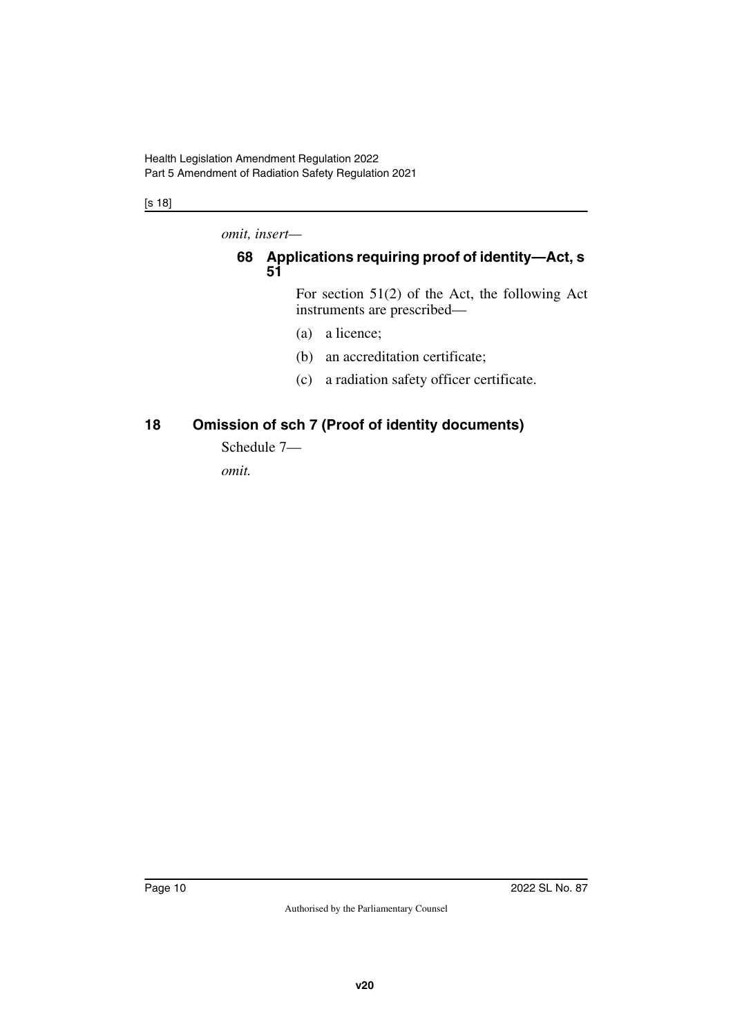*omit, insert—*

### 68 Applications requiring proof of identity—Act, s 51

For section 51(2) of the Act, the following Act instruments are prescribed—

(a) a licence;

(b) an accreditation certificate;

(c) a radiation safety officer certificate.

## 18 Omission of sch 7 (Proof of identity documents)

Schedule 7—

*omit.*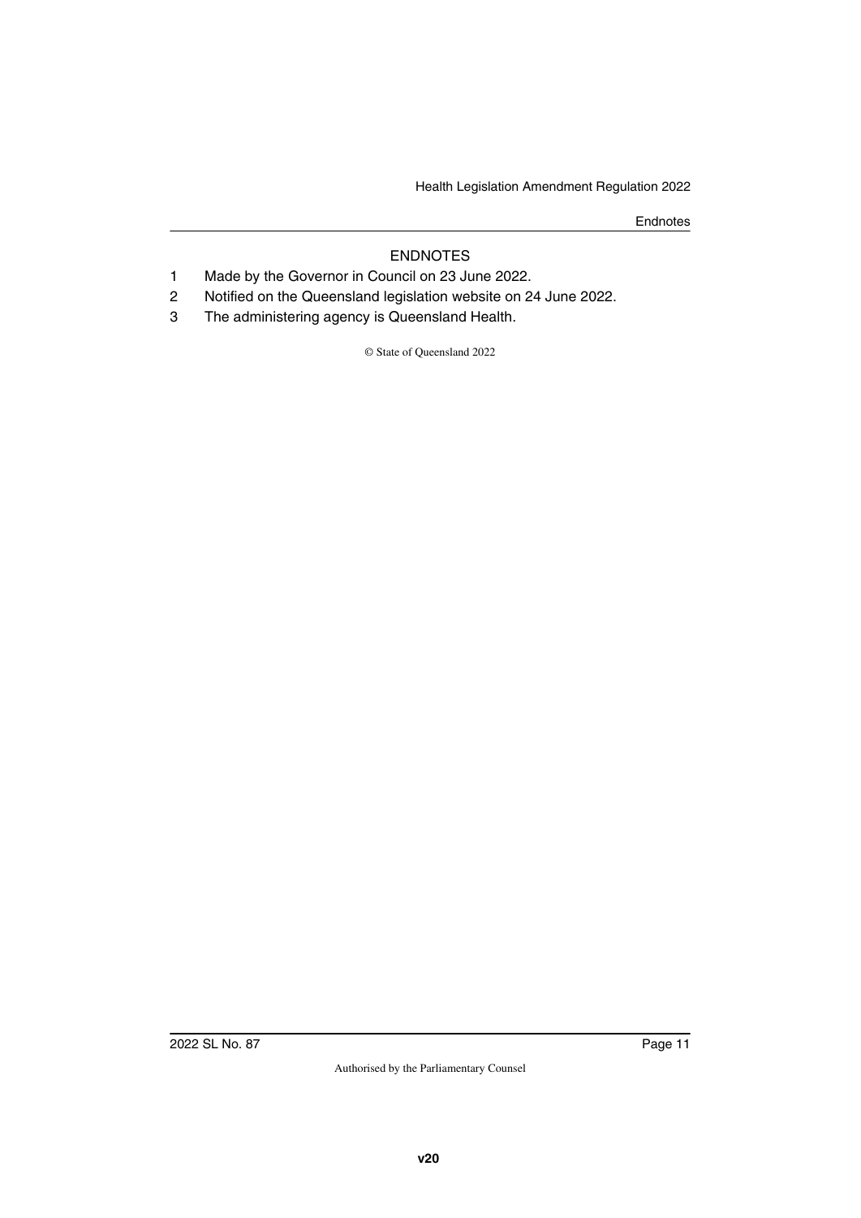## ENDNOTES

1. Made by the Governor in Council on 23 June 2022.
2. Notified on the Queensland legislation website on 24 June 2022.
3. The administering agency is Queensland Health.

© State of Queensland 2022